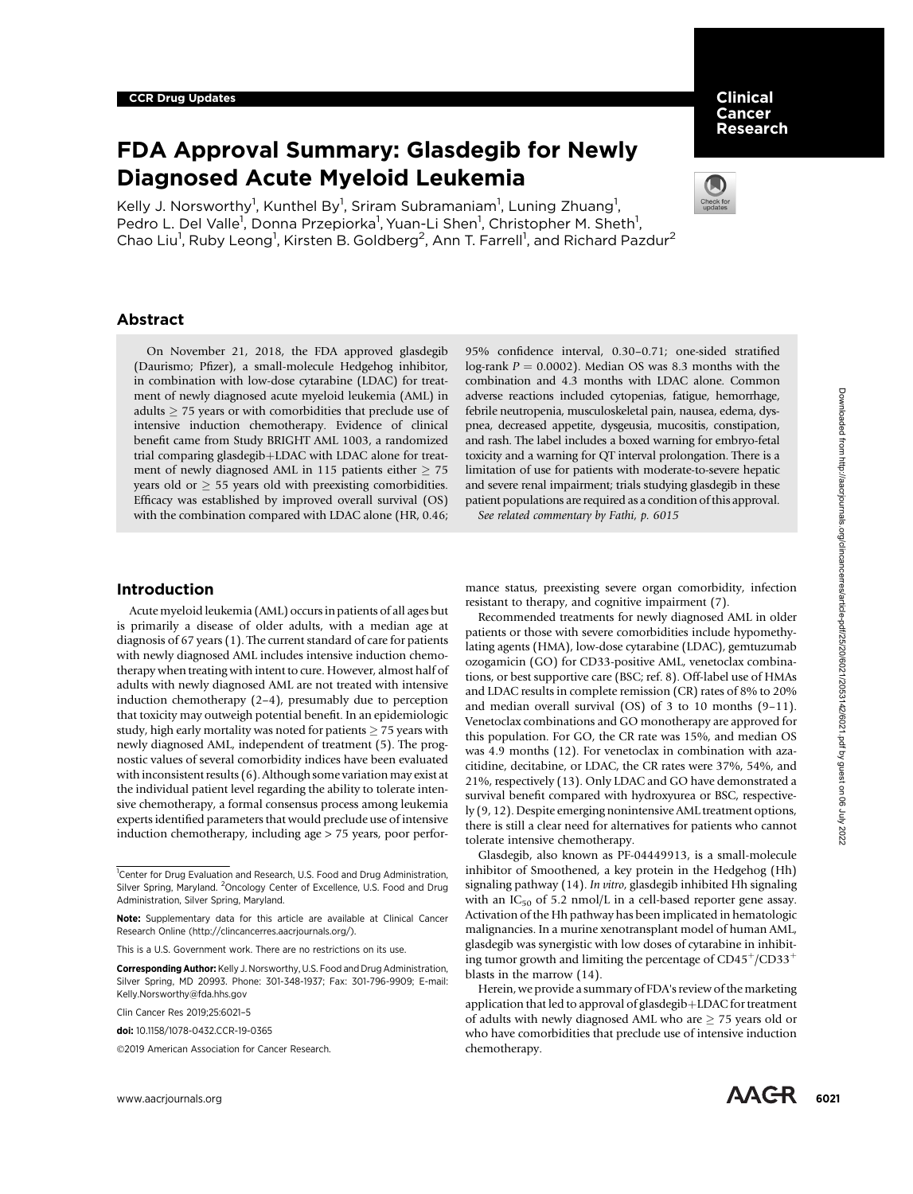CCR Drug Updates

# FDA Approval Summary: Glasdegib for Newly Diagnosed Acute Myeloid Leukemia

Kelly J. Norsworthy[1], Kunthel By[1], Sriram Subramaniam[1], Luning Zhuang[1], Pedro L. Del Valle[1], Donna Przepiorka[1], Yuan-Li Shen[1], Christopher M. Sheth[1], Chao Liu[1], Ruby Leong[1], Kirsten B. Goldberg[2], Ann T. Farrell[1], and Richard Pazdur[2]

## Abstract

On November 21, 2018, the FDA approved glasdegib (Daurismo; Pfizer), a small-molecule Hedgehog inhibitor, in combination with low-dose cytarabine (LDAC) for treatment of newly diagnosed acute myeloid leukemia (AML) in adults $\geq$ 75 years or with comorbidities that preclude use of intensive induction chemotherapy. Evidence of clinical benefit came from Study BRIGHT AML 1003, a randomized trial comparing glasdegib+LDAC with LDAC alone for treatment of newly diagnosed AML in 115 patients either $\geq$ 75 years old or $\geq$ 55 years old with preexisting comorbidities. Efficacy was established by improved overall survival (OS) with the combination compared with LDAC alone (HR, 0.46; 95% confidence interval, 0.30–0.71; one-sided stratified log-rank $P = 0.0002$). Median OS was 8.3 months with the combination and 4.3 months with LDAC alone. Common adverse reactions included cytopenias, fatigue, hemorrhage, febrile neutropenia, musculoskeletal pain, nausea, edema, dyspnea, decreased appetite, dysgeusia, mucositis, constipation, and rash. The label includes a boxed warning for embryo-fetal toxicity and a warning for QT interval prolongation. There is a limitation of use for patients with moderate-to-severe hepatic and severe renal impairment; trials studying glasdegib in these patient populations are required as a condition of this approval.

*See related commentary by Fathi, p. 6015*

## Introduction

Acute myeloid leukemia (AML) occurs in patients of all ages but is primarily a disease of older adults, with a median age at diagnosis of 67 years (1). The current standard of care for patients with newly diagnosed AML includes intensive induction chemotherapy when treating with intent to cure. However, almost half of adults with newly diagnosed AML are not treated with intensive induction chemotherapy (2–4), presumably due to perception that toxicity may outweigh potential benefit. In an epidemiologic study, high early mortality was noted for patients $\geq$ 75 years with newly diagnosed AML, independent of treatment (5). The prognostic values of several comorbidity indices have been evaluated with inconsistent results (6). Although some variation may exist at the individual patient level regarding the ability to tolerate intensive chemotherapy, a formal consensus process among leukemia experts identified parameters that would preclude use of intensive induction chemotherapy, including age > 75 years, poor performance status, preexisting severe organ comorbidity, infection resistant to therapy, and cognitive impairment (7).

Recommended treatments for newly diagnosed AML in older patients or those with severe comorbidities include hypomethylating agents (HMA), low-dose cytarabine (LDAC), gemtuzumab ozogamicin (GO) for CD33-positive AML, venetoclax combinations, or best supportive care (BSC; ref. 8). Off-label use of HMAs and LDAC results in complete remission (CR) rates of 8% to 20% and median overall survival (OS) of 3 to 10 months (9–11). Venetoclax combinations and GO monotherapy are approved for this population. For GO, the CR rate was 15%, and median OS was 4.9 months (12). For venetoclax in combination with azacitidine, decitabine, or LDAC, the CR rates were 37%, 54%, and 21%, respectively (13). Only LDAC and GO have demonstrated a survival benefit compared with hydroxyurea or BSC, respectively (9, 12). Despite emerging nonintensive AML treatment options, there is still a clear need for alternatives for patients who cannot tolerate intensive chemotherapy.

Glasdegib, also known as PF-04449913, is a small-molecule inhibitor of Smoothened, a key protein in the Hedgehog (Hh) signaling pathway (14). *In vitro*, glasdegib inhibited Hh signaling with an $IC_{50}$ of 5.2 nmol/L in a cell-based reporter gene assay. Activation of the Hh pathway has been implicated in hematologic malignancies. In a murine xenotransplant model of human AML, glasdegib was synergistic with low doses of cytarabine in inhibiting tumor growth and limiting the percentage of $CD45^{+}/CD33^{+}$ blasts in the marrow (14).

Herein, we provide a summary of FDA's review of the marketing application that led to approval of glasdegib+LDAC for treatment of adults with newly diagnosed AML who are $\geq$ 75 years old or who have comorbidities that preclude use of intensive induction chemotherapy.

[1]Center for Drug Evaluation and Research, U.S. Food and Drug Administration, Silver Spring, Maryland. [2]Oncology Center of Excellence, U.S. Food and Drug Administration, Silver Spring, Maryland.

**Note:** Supplementary data for this article are available at Clinical Cancer Research Online (http://clincancerres.aacrjournals.org/).

This is a U.S. Government work. There are no restrictions on its use.

**Corresponding Author:** Kelly J. Norsworthy, U.S. Food and Drug Administration, Silver Spring, MD 20993. Phone: 301-348-1937; Fax: 301-796-9909; E-mail: Kelly.Norsworthy@fda.hhs.gov

Clin Cancer Res 2019;25:6021–5

**doi:** 10.1158/1078-0432.CCR-19-0365

©2019 American Association for Cancer Research.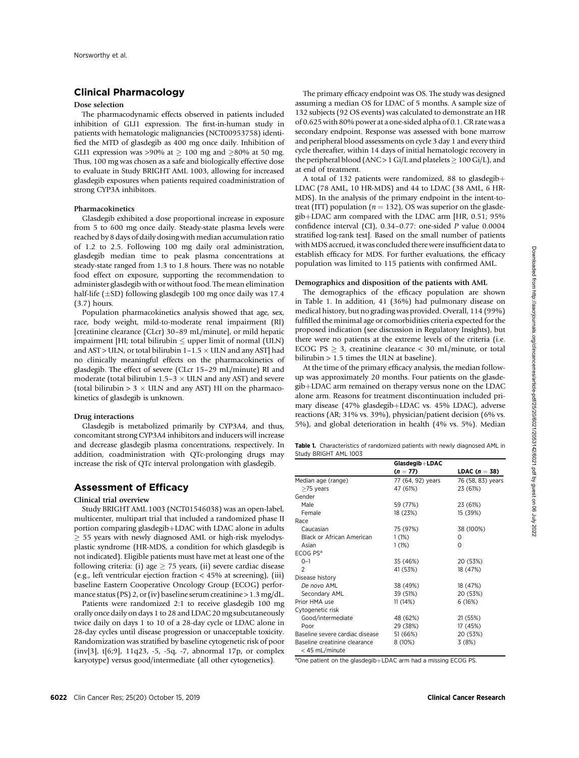## Clinical Pharmacology

### Dose selection

The pharmacodynamic effects observed in patients included inhibition of GLI1 expression. The first-in-human study in patients with hematologic malignancies (NCT00953758) identified the MTD of glasdegib as 400 mg once daily. Inhibition of GLI1 expression was >90% at ≥ 100 mg and ≥80% at 50 mg. Thus, 100 mg was chosen as a safe and biologically effective dose to evaluate in Study BRIGHT AML 1003, allowing for increased glasdegib exposures when patients required coadministration of strong CYP3A inhibitors.

### Pharmacokinetics

Glasdegib exhibited a dose proportional increase in exposure from 5 to 600 mg once daily. Steady-state plasma levels were reached by 8 days of daily dosing with median accumulation ratio of 1.2 to 2.5. Following 100 mg daily oral administration, glasdegib median time to peak plasma concentrations at steady-state ranged from 1.3 to 1.8 hours. There was no notable food effect on exposure, supporting the recommendation to administer glasdegib with or without food. The mean elimination half-life (±SD) following glasdegib 100 mg once daily was 17.4 (3.7) hours.

Population pharmacokinetics analysis showed that age, sex, race, body weight, mild-to-moderate renal impairment (RI) [creatinine clearance (CLcr) 30–89 mL/minute], or mild hepatic impairment [HI; total bilirubin ≤ upper limit of normal (ULN) and AST > ULN, or total bilirubin 1–1.5 × ULN and any AST] had no clinically meaningful effects on the pharmacokinetics of glasdegib. The effect of severe (CLcr 15–29 mL/minute) RI and moderate (total bilirubin 1.5–3 × ULN and any AST) and severe (total bilirubin > 3 × ULN and any AST) HI on the pharmacokinetics of glasdegib is unknown.

### Drug interactions

Glasdegib is metabolized primarily by CYP3A4, and thus, concomitant strong CYP3A4 inhibitors and inducers will increase and decrease glasdegib plasma concentrations, respectively. In addition, coadministration with QTc-prolonging drugs may increase the risk of QTc interval prolongation with glasdegib.

## Assessment of Efficacy

### Clinical trial overview

Study BRIGHT AML 1003 (NCT01546038) was an open-label, multicenter, multipart trial that included a randomized phase II portion comparing glasdegib+LDAC with LDAC alone in adults ≥ 55 years with newly diagnosed AML or high-risk myelodysplastic syndrome (HR-MDS, a condition for which glasdegib is not indicated). Eligible patients must have met at least one of the following criteria: (i) age ≥ 75 years, (ii) severe cardiac disease (e.g., left ventricular ejection fraction < 45% at screening), (iii) baseline Eastern Cooperative Oncology Group (ECOG) performance status (PS) 2, or (iv) baseline serum creatinine > 1.3 mg/dL.

Patients were randomized 2:1 to receive glasdegib 100 mg orally once daily on days 1 to 28 and LDAC 20 mg subcutaneously twice daily on days 1 to 10 of a 28-day cycle or LDAC alone in 28-day cycles until disease progression or unacceptable toxicity. Randomization was stratified by baseline cytogenetic risk of poor (inv[3], t[6;9], 11q23, -5, -5q, -7, abnormal 17p, or complex karyotype) versus good/intermediate (all other cytogenetics).

The primary efficacy endpoint was OS. The study was designed assuming a median OS for LDAC of 5 months. A sample size of 132 subjects (92 OS events) was calculated to demonstrate an HR of 0.625 with 80% power at a one-sided alpha of 0.1. CR rate was a secondary endpoint. Response was assessed with bone marrow and peripheral blood assessments on cycle 3 day 1 and every third cycle thereafter, within 14 days of initial hematologic recovery in the peripheral blood (ANC > 1 Gi/L and platelets ≥ 100 Gi/L), and at end of treatment.

A total of 132 patients were randomized, 88 to glasdegib+LDAC (78 AML, 10 HR-MDS) and 44 to LDAC (38 AML, 6 HR-MDS). In the analysis of the primary endpoint in the intent-to-treat (ITT) population ($n = 132$), OS was superior on the glasdegib+LDAC arm compared with the LDAC arm [HR, 0.51; 95% confidence interval (CI), 0.34–0.77: one-sided $P$ value 0.0004 stratified log-rank test]. Based on the small number of patients with MDS accrued, it was concluded there were insufficient data to establish efficacy for MDS. For further evaluations, the efficacy population was limited to 115 patients with confirmed AML.

### Demographics and disposition of the patients with AML

The demographics of the efficacy population are shown in Table 1. In addition, 41 (36%) had pulmonary disease on medical history, but no grading was provided. Overall, 114 (99%) fulfilled the minimal age or comorbidities criteria expected for the proposed indication (see discussion in Regulatory Insights), but there were no patients at the extreme levels of the criteria (i.e. ECOG PS ≥ 3, creatinine clearance < 30 mL/minute, or total bilirubin > 1.5 times the ULN at baseline).

At the time of the primary efficacy analysis, the median follow-up was approximately 20 months. Four patients on the glasdegib+LDAC arm remained on therapy versus none on the LDAC alone arm. Reasons for treatment discontinuation included primary disease (47% glasdegib+LDAC vs. 45% LDAC), adverse reactions (AR; 31% vs. 39%), physician/patient decision (6% vs. 5%), and global deterioration in health (4% vs. 5%). Median

**Table 1.** Characteristics of randomized patients with newly diagnosed AML in Study BRIGHT AML 1003

| | Glasdegib+LDAC ($n = 77$) | LDAC ($n = 38$) |
|---|---|---|
| Median age (range) | 77 (64, 92) years | 76 (58, 83) years |
| ≥75 years | 47 (61%) | 23 (61%) |
| Gender | | |
| Male | 59 (77%) | 23 (61%) |
| Female | 18 (23%) | 15 (39%) |
| Race | | |
| Caucasian | 75 (97%) | 38 (100%) |
| Black or African American | 1 (1%) | 0 |
| Asian | 1 (1%) | 0 |
| ECOG PS[a] | | |
| 0–1 | 35 (46%) | 20 (53%) |
| 2 | 41 (53%) | 18 (47%) |
| Disease history | | |
| *De novo* AML | 38 (49%) | 18 (47%) |
| Secondary AML | 39 (51%) | 20 (53%) |
| Prior HMA use | 11 (14%) | 6 (16%) |
| Cytogenetic risk | | |
| Good/intermediate | 48 (62%) | 21 (55%) |
| Poor | 29 (38%) | 17 (45%) |
| Baseline severe cardiac disease | 51 (66%) | 20 (53%) |
| Baseline creatinine clearance < 45 mL/minute | 8 (10%) | 3 (8%) |

[a]One patient on the glasdegib+LDAC arm had a missing ECOG PS.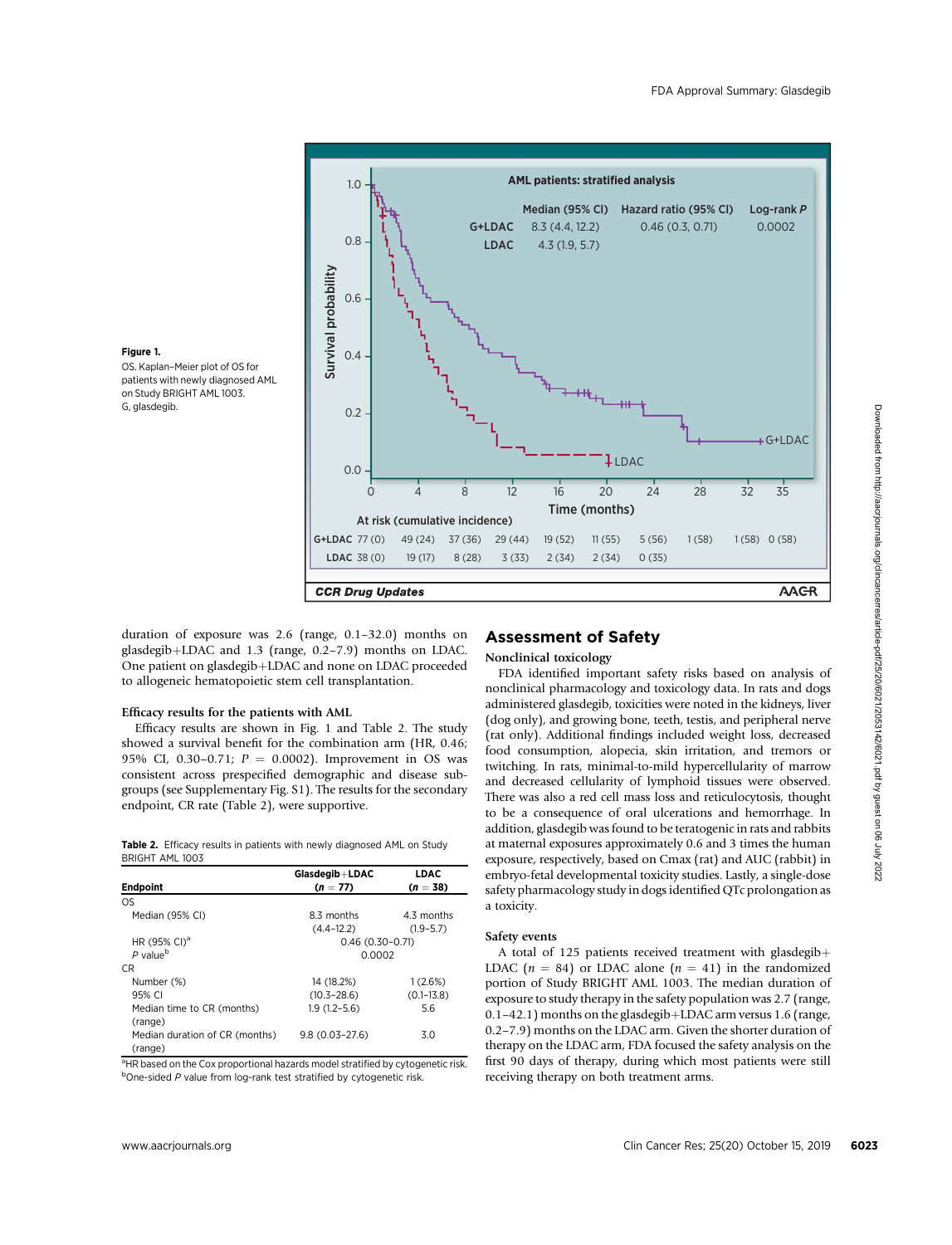Figure 1.
OS. Kaplan–Meier plot of OS for patients with newly diagnosed AML on Study BRIGHT AML 1003. G, glasdegib.

duration of exposure was 2.6 (range, 0.1–32.0) months on glasdegib+LDAC and 1.3 (range, 0.2–7.9) months on LDAC. One patient on glasdegib+LDAC and none on LDAC proceeded to allogeneic hematopoietic stem cell transplantation.

### Efficacy results for the patients with AML

Efficacy results are shown in Fig. 1 and Table 2. The study showed a survival benefit for the combination arm (HR, 0.46; 95% CI, 0.30–0.71; $P$ = 0.0002). Improvement in OS was consistent across prespecified demographic and disease subgroups (see Supplementary Fig. S1). The results for the secondary endpoint, CR rate (Table 2), were supportive.

**Table 2.** Efficacy results in patients with newly diagnosed AML on Study BRIGHT AML 1003

| Endpoint | Glasdegib+LDAC ($n$ = 77) | LDAC ($n$ = 38) |
|---|---|---|
| OS | | |
| Median (95% CI) | 8.3 months (4.4–12.2) | 4.3 months (1.9–5.7) |
| HR (95% CI)[a] | 0.46 (0.30–0.71) | |
| $P$ value[b] | 0.0002 | |
| CR | | |
| Number (%) | 14 (18.2%) | 1 (2.6%) |
| 95% CI | (10.3–28.6) | (0.1–13.8) |
| Median time to CR (months) (range) | 1.9 (1.2–5.6) | 5.6 |
| Median duration of CR (months) (range) | 9.8 (0.03–27.6) | 3.0 |

[a]HR based on the Cox proportional hazards model stratified by cytogenetic risk.
[b]One-sided $P$ value from log-rank test stratified by cytogenetic risk.

## Assessment of Safety

### Nonclinical toxicology

FDA identified important safety risks based on analysis of nonclinical pharmacology and toxicology data. In rats and dogs administered glasdegib, toxicities were noted in the kidneys, liver (dog only), and growing bone, teeth, testis, and peripheral nerve (rat only). Additional findings included weight loss, decreased food consumption, alopecia, skin irritation, and tremors or twitching. In rats, minimal-to-mild hypercellularity of marrow and decreased cellularity of lymphoid tissues were observed. There was also a red cell mass loss and reticulocytosis, thought to be a consequence of oral ulcerations and hemorrhage. In addition, glasdegib was found to be teratogenic in rats and rabbits at maternal exposures approximately 0.6 and 3 times the human exposure, respectively, based on Cmax (rat) and AUC (rabbit) in embryo-fetal developmental toxicity studies. Lastly, a single-dose safety pharmacology study in dogs identified QTc prolongation as a toxicity.

### Safety events

A total of 125 patients received treatment with glasdegib+LDAC ($n$ = 84) or LDAC alone ($n$ = 41) in the randomized portion of Study BRIGHT AML 1003. The median duration of exposure to study therapy in the safety population was 2.7 (range, 0.1–42.1) months on the glasdegib+LDAC arm versus 1.6 (range, 0.2–7.9) months on the LDAC arm. Given the shorter duration of therapy on the LDAC arm, FDA focused the safety analysis on the first 90 days of therapy, during which most patients were still receiving therapy on both treatment arms.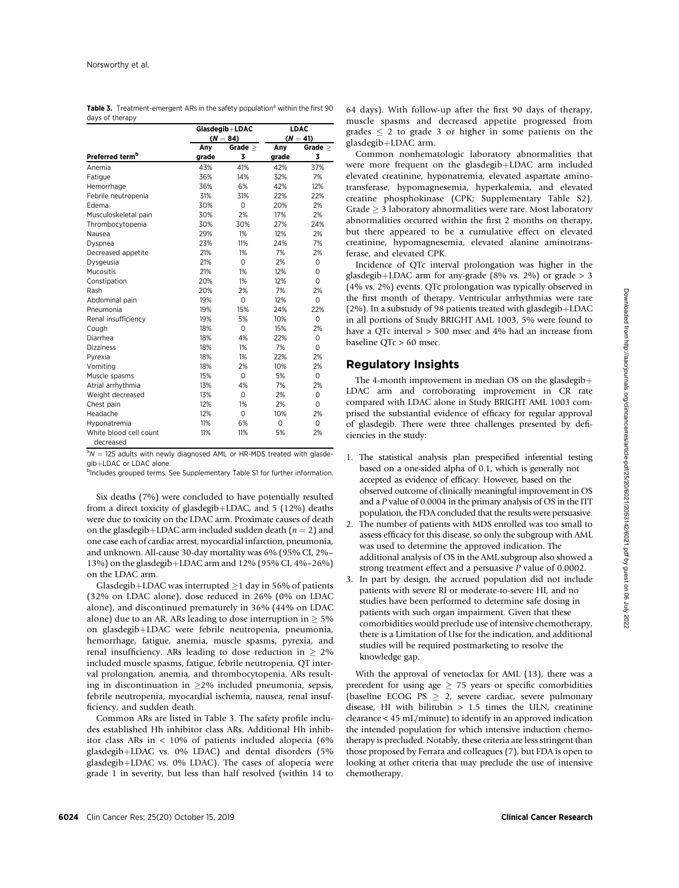**Table 3.** Treatment-emergent ARs in the safety population[a] within the first 90 days of therapy

| | Glasdegib+LDAC ($N = 84$) | | LDAC ($N = 41$) | |
|---|---|---|---|---|
| Preferred term[b] | Any grade | Grade ≥ 3 | Any grade | Grade ≥ 3 |
| Anemia | 43% | 41% | 42% | 37% |
| Fatigue | 36% | 14% | 32% | 7% |
| Hemorrhage | 36% | 6% | 42% | 12% |
| Febrile neutropenia | 31% | 31% | 22% | 22% |
| Edema | 30% | 0 | 20% | 2% |
| Musculoskeletal pain | 30% | 2% | 17% | 2% |
| Thrombocytopenia | 30% | 30% | 27% | 24% |
| Nausea | 29% | 1% | 12% | 2% |
| Dyspnea | 23% | 11% | 24% | 7% |
| Decreased appetite | 21% | 1% | 7% | 2% |
| Dysgeusia | 21% | 0 | 2% | 0 |
| Mucositis | 21% | 1% | 12% | 0 |
| Constipation | 20% | 1% | 12% | 0 |
| Rash | 20% | 2% | 7% | 2% |
| Abdominal pain | 19% | 0 | 12% | 0 |
| Pneumonia | 19% | 15% | 24% | 22% |
| Renal insufficiency | 19% | 5% | 10% | 0 |
| Cough | 18% | 0 | 15% | 2% |
| Diarrhea | 18% | 4% | 22% | 0 |
| Dizziness | 18% | 1% | 7% | 0 |
| Pyrexia | 18% | 1% | 22% | 2% |
| Vomiting | 18% | 2% | 10% | 2% |
| Muscle spasms | 15% | 0 | 5% | 0 |
| Atrial arrhythmia | 13% | 4% | 7% | 2% |
| Weight decreased | 13% | 0 | 2% | 0 |
| Chest pain | 12% | 1% | 2% | 0 |
| Headache | 12% | 0 | 10% | 2% |
| Hyponatremia | 11% | 6% | 0 | 0 |
| White blood cell count decreased | 11% | 11% | 5% | 2% |

[a]$N = 125$ adults with newly diagnosed AML or HR-MDS treated with glasdegib+LDAC or LDAC alone.
[b]Includes grouped terms. See Supplementary Table S1 for further information.

Six deaths (7%) were concluded to have potentially resulted from a direct toxicity of glasdegib+LDAC, and 5 (12%) deaths were due to toxicity on the LDAC arm. Proximate causes of death on the glasdegib+LDAC arm included sudden death ($n = 2$) and one case each of cardiac arrest, myocardial infarction, pneumonia, and unknown. All-cause 30-day mortality was 6% (95% CI, 2%–13%) on the glasdegib+LDAC arm and 12% (95% CI, 4%–26%) on the LDAC arm.

Glasdegib+LDAC was interrupted ≥1 day in 56% of patients (32% on LDAC alone), dose reduced in 26% (0% on LDAC alone), and discontinued prematurely in 36% (44% on LDAC alone) due to an AR. ARs leading to dose interruption in ≥ 5% on glasdegib+LDAC were febrile neutropenia, pneumonia, hemorrhage, fatigue, anemia, muscle spasms, pyrexia, and renal insufficiency. ARs leading to dose reduction in ≥ 2% included muscle spasms, fatigue, febrile neutropenia, QT interval prolongation, anemia, and thrombocytopenia. ARs resulting in discontinuation in ≥2% included pneumonia, sepsis, febrile neutropenia, myocardial ischemia, nausea, renal insufficiency, and sudden death.

Common ARs are listed in Table 3. The safety profile includes established Hh inhibitor class ARs. Additional Hh inhibitor class ARs in < 10% of patients included alopecia (6% glasdegib+LDAC vs. 0% LDAC) and dental disorders (5% glasdegib+LDAC vs. 0% LDAC). The cases of alopecia were grade 1 in severity, but less than half resolved (within 14 to 64 days). With follow-up after the first 90 days of therapy, muscle spasms and decreased appetite progressed from grades ≤ 2 to grade 3 or higher in some patients on the glasdegib+LDAC arm.

Common nonhematologic laboratory abnormalities that were more frequent on the glasdegib+LDAC arm included elevated creatinine, hyponatremia, elevated aspartate aminotransferase, hypomagnesemia, hyperkalemia, and elevated creatine phosphokinase (CPK; Supplementary Table S2). Grade ≥ 3 laboratory abnormalities were rare. Most laboratory abnormalities occurred within the first 2 months on therapy, but there appeared to be a cumulative effect on elevated creatinine, hypomagnesemia, elevated alanine aminotransferase, and elevated CPK.

Incidence of QTc interval prolongation was higher in the glasdegib+LDAC arm for any-grade (8% vs. 2%) or grade > 3 (4% vs. 2%) events. QTc prolongation was typically observed in the first month of therapy. Ventricular arrhythmias were rare (2%). In a substudy of 98 patients treated with glasdegib+LDAC in all portions of Study BRIGHT AML 1003, 5% were found to have a QTc interval > 500 msec and 4% had an increase from baseline QTc > 60 msec.

## Regulatory Insights

The 4-month improvement in median OS on the glasdegib+LDAC arm and corroborating improvement in CR rate compared with LDAC alone in Study BRIGHT AML 1003 comprised the substantial evidence of efficacy for regular approval of glasdegib. There were three challenges presented by deficiencies in the study:

1. The statistical analysis plan prespecified inferential testing based on a one-sided alpha of 0.1, which is generally not accepted as evidence of efficacy. However, based on the observed outcome of clinically meaningful improvement in OS and a *P* value of 0.0004 in the primary analysis of OS in the ITT population, the FDA concluded that the results were persuasive.
2. The number of patients with MDS enrolled was too small to assess efficacy for this disease, so only the subgroup with AML was used to determine the approved indication. The additional analysis of OS in the AML subgroup also showed a strong treatment effect and a persuasive *P* value of 0.0002.
3. In part by design, the accrued population did not include patients with severe RI or moderate-to-severe HI, and no studies have been performed to determine safe dosing in patients with such organ impairment. Given that these comorbidities would preclude use of intensive chemotherapy, there is a Limitation of Use for the indication, and additional studies will be required postmarketing to resolve the knowledge gap.

With the approval of venetoclax for AML (13), there was a precedent for using age ≥ 75 years or specific comorbidities (baseline ECOG PS ≥ 2, severe cardiac, severe pulmonary disease, HI with bilirubin > 1.5 times the ULN, creatinine clearance < 45 mL/minute) to identify in an approved indication the intended population for which intensive induction chemotherapy is precluded. Notably, these criteria are less stringent than those proposed by Ferrara and colleagues (7), but FDA is open to looking at other criteria that may preclude the use of intensive chemotherapy.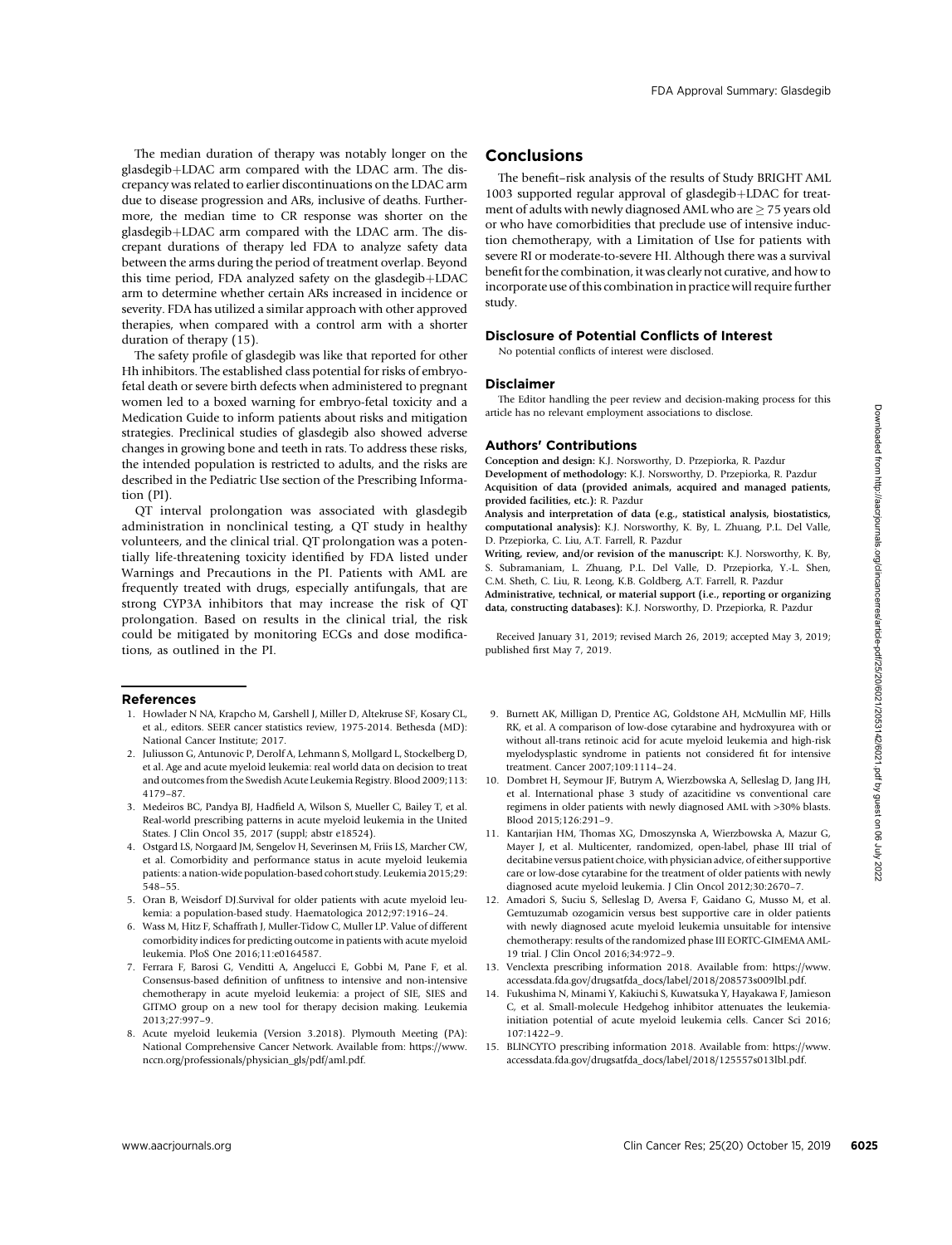The median duration of therapy was notably longer on the glasdegib+LDAC arm compared with the LDAC arm. The discrepancy was related to earlier discontinuations on the LDAC arm due to disease progression and ARs, inclusive of deaths. Furthermore, the median time to CR response was shorter on the glasdegib+LDAC arm compared with the LDAC arm. The discrepant durations of therapy led FDA to analyze safety data between the arms during the period of treatment overlap. Beyond this time period, FDA analyzed safety on the glasdegib+LDAC arm to determine whether certain ARs increased in incidence or severity. FDA has utilized a similar approach with other approved therapies, when compared with a control arm with a shorter duration of therapy (15).

The safety profile of glasdegib was like that reported for other Hh inhibitors. The established class potential for risks of embryo-fetal death or severe birth defects when administered to pregnant women led to a boxed warning for embryo-fetal toxicity and a Medication Guide to inform patients about risks and mitigation strategies. Preclinical studies of glasdegib also showed adverse changes in growing bone and teeth in rats. To address these risks, the intended population is restricted to adults, and the risks are described in the Pediatric Use section of the Prescribing Information (PI).

QT interval prolongation was associated with glasdegib administration in nonclinical testing, a QT study in healthy volunteers, and the clinical trial. QT prolongation was a potentially life-threatening toxicity identified by FDA listed under Warnings and Precautions in the PI. Patients with AML are frequently treated with drugs, especially antifungals, that are strong CYP3A inhibitors that may increase the risk of QT prolongation. Based on results in the clinical trial, the risk could be mitigated by monitoring ECGs and dose modifications, as outlined in the PI.

## Conclusions

The benefit–risk analysis of the results of Study BRIGHT AML 1003 supported regular approval of glasdegib+LDAC for treatment of adults with newly diagnosed AML who are $\geq$ 75 years old or who have comorbidities that preclude use of intensive induction chemotherapy, with a Limitation of Use for patients with severe RI or moderate-to-severe HI. Although there was a survival benefit for the combination, it was clearly not curative, and how to incorporate use of this combination in practice will require further study.

### Disclosure of Potential Conflicts of Interest

No potential conflicts of interest were disclosed.

### Disclaimer

The Editor handling the peer review and decision-making process for this article has no relevant employment associations to disclose.

### Authors' Contributions

**Conception and design:** K.J. Norsworthy, D. Przepiorka, R. Pazdur
**Development of methodology:** K.J. Norsworthy, D. Przepiorka, R. Pazdur
**Acquisition of data (provided animals, acquired and managed patients, provided facilities, etc.):** R. Pazdur
**Analysis and interpretation of data (e.g., statistical analysis, biostatistics, computational analysis):** K.J. Norsworthy, K. By, L. Zhuang, P.L. Del Valle, D. Przepiorka, C. Liu, A.T. Farrell, R. Pazdur
**Writing, review, and/or revision of the manuscript:** K.J. Norsworthy, K. By, S. Subramaniam, L. Zhuang, P.L. Del Valle, D. Przepiorka, Y.-L. Shen, C.M. Sheth, C. Liu, R. Leong, K.B. Goldberg, A.T. Farrell, R. Pazdur
**Administrative, technical, or material support (i.e., reporting or organizing data, constructing databases):** K.J. Norsworthy, D. Przepiorka, R. Pazdur

Received January 31, 2019; revised March 26, 2019; accepted May 3, 2019; published first May 7, 2019.

## References

1. Howlader N NA, Krapcho M, Garshell J, Miller D, Altekruse SF, Kosary CL, et al., editors. SEER cancer statistics review, 1975-2014. Bethesda (MD): National Cancer Institute; 2017.
2. Juliusson G, Antunovic P, Derolf A, Lehmann S, Mollgard L, Stockelberg D, et al. Age and acute myeloid leukemia: real world data on decision to treat and outcomes from the Swedish Acute Leukemia Registry. Blood 2009;113:4179–87.
3. Medeiros BC, Pandya BJ, Hadfield A, Wilson S, Mueller C, Bailey T, et al. Real-world prescribing patterns in acute myeloid leukemia in the United States. J Clin Oncol 35, 2017 (suppl; abstr e18524).
4. Ostgard LS, Norgaard JM, Sengelov H, Severinsen M, Friis LS, Marcher CW, et al. Comorbidity and performance status in acute myeloid leukemia patients: a nation-wide population-based cohort study. Leukemia 2015;29:548–55.
5. Oran B, Weisdorf DJ.Survival for older patients with acute myeloid leukemia: a population-based study. Haematologica 2012;97:1916–24.
6. Wass M, Hitz F, Schaffrath J, Muller-Tidow C, Muller LP. Value of different comorbidity indices for predicting outcome in patients with acute myeloid leukemia. PloS One 2016;11:e0164587.
7. Ferrara F, Barosi G, Venditti A, Angelucci E, Gobbi M, Pane F, et al. Consensus-based definition of unfitness to intensive and non-intensive chemotherapy in acute myeloid leukemia: a project of SIE, SIES and GITMO group on a new tool for therapy decision making. Leukemia 2013;27:997–9.
8. Acute myeloid leukemia (Version 3.2018). Plymouth Meeting (PA): National Comprehensive Cancer Network. Available from: https://www.nccn.org/professionals/physician_gls/pdf/aml.pdf.
9. Burnett AK, Milligan D, Prentice AG, Goldstone AH, McMullin MF, Hills RK, et al. A comparison of low-dose cytarabine and hydroxyurea with or without all-trans retinoic acid for acute myeloid leukemia and high-risk myelodysplastic syndrome in patients not considered fit for intensive treatment. Cancer 2007;109:1114–24.
10. Dombret H, Seymour JF, Butrym A, Wierzbowska A, Selleslag D, Jang JH, et al. International phase 3 study of azacitidine vs conventional care regimens in older patients with newly diagnosed AML with >30% blasts. Blood 2015;126:291–9.
11. Kantarjian HM, Thomas XG, Dmoszynska A, Wierzbowska A, Mazur G, Mayer J, et al. Multicenter, randomized, open-label, phase III trial of decitabine versus patient choice, with physician advice, of either supportive care or low-dose cytarabine for the treatment of older patients with newly diagnosed acute myeloid leukemia. J Clin Oncol 2012;30:2670–7.
12. Amadori S, Suciu S, Selleslag D, Aversa F, Gaidano G, Musso M, et al. Gemtuzumab ozogamicin versus best supportive care in older patients with newly diagnosed acute myeloid leukemia unsuitable for intensive chemotherapy: results of the randomized phase III EORTC-GIMEMA AML-19 trial. J Clin Oncol 2016;34:972–9.
13. Venclexta prescribing information 2018. Available from: https://www.accessdata.fda.gov/drugsatfda_docs/label/2018/208573s009lbl.pdf.
14. Fukushima N, Minami Y, Kakiuchi S, Kuwatsuka Y, Hayakawa F, Jamieson C, et al. Small-molecule Hedgehog inhibitor attenuates the leukemia-initiation potential of acute myeloid leukemia cells. Cancer Sci 2016;107:1422–9.
15. BLINCYTO prescribing information 2018. Available from: https://www.accessdata.fda.gov/drugsatfda_docs/label/2018/125557s013lbl.pdf.